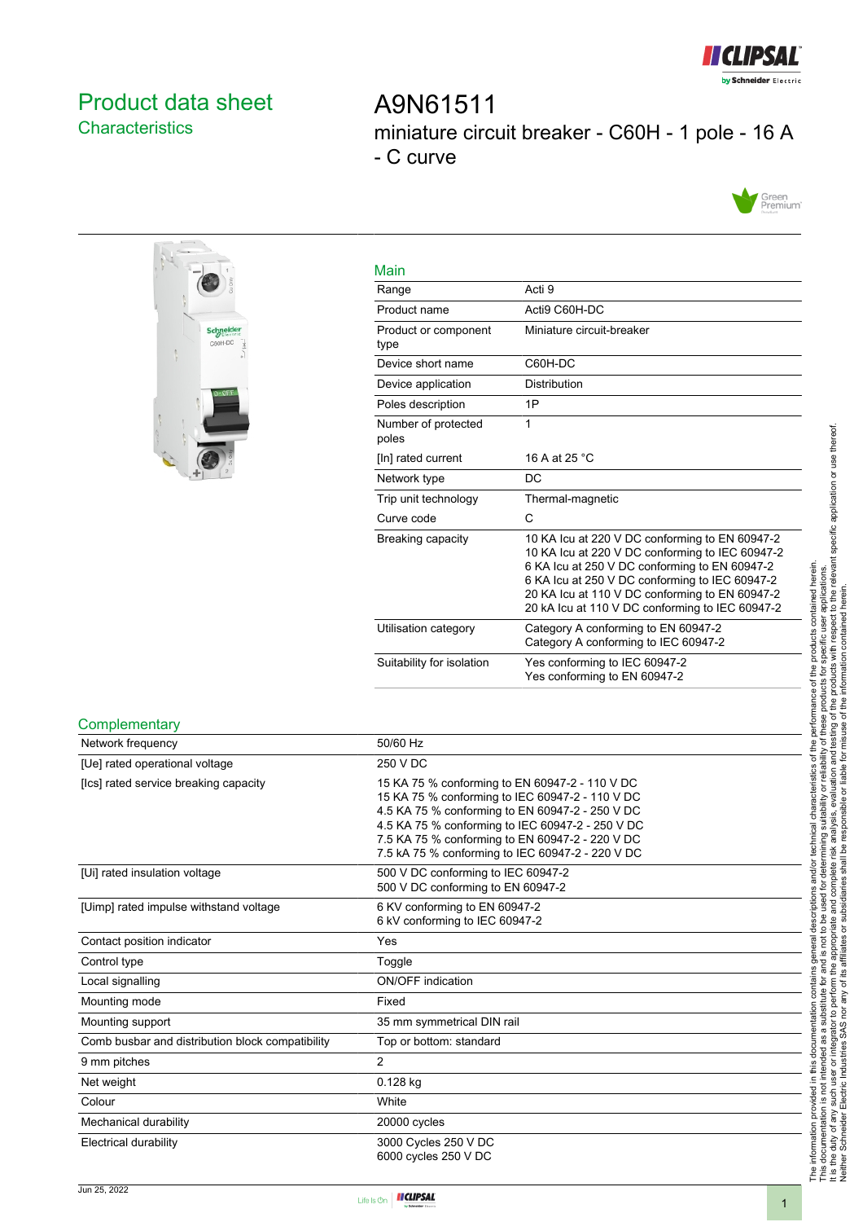# Product data sheet

## Characteristics

# A9N61511

miniature circuit breaker - C60H - 1 pole - 16 A - C curve

## Main

| | |
|---|---|
| Range | Acti 9 |
| Product name | Acti9 C60H-DC |
| Product or component type | Miniature circuit-breaker |
| Device short name | C60H-DC |
| Device application | Distribution |
| Poles description | 1P |
| Number of protected poles | 1 |
| [In] rated current | 16 A at 25 °C |
| Network type | DC |
| Trip unit technology | Thermal-magnetic |
| Curve code | C |
| Breaking capacity | 10 KA Icu at 220 V DC conforming to EN 60947-2<br>10 KA Icu at 220 V DC conforming to IEC 60947-2<br>6 KA Icu at 250 V DC conforming to EN 60947-2<br>6 KA Icu at 250 V DC conforming to IEC 60947-2<br>20 KA Icu at 110 V DC conforming to EN 60947-2<br>20 kA Icu at 110 V DC conforming to IEC 60947-2 |
| Utilisation category | Category A conforming to EN 60947-2<br>Category A conforming to IEC 60947-2 |
| Suitability for isolation | Yes conforming to IEC 60947-2<br>Yes conforming to EN 60947-2 |

## Complementary

| | |
|---|---|
| Network frequency | 50/60 Hz |
| [Ue] rated operational voltage | 250 V DC |
| [Ics] rated service breaking capacity | 15 KA 75 % conforming to EN 60947-2 - 110 V DC<br>15 KA 75 % conforming to IEC 60947-2 - 110 V DC<br>4.5 KA 75 % conforming to EN 60947-2 - 250 V DC<br>4.5 KA 75 % conforming to IEC 60947-2 - 250 V DC<br>7.5 KA 75 % conforming to EN 60947-2 - 220 V DC<br>7.5 kA 75 % conforming to IEC 60947-2 - 220 V DC |
| [Ui] rated insulation voltage | 500 V DC conforming to IEC 60947-2<br>500 V DC conforming to EN 60947-2 |
| [Uimp] rated impulse withstand voltage | 6 KV conforming to EN 60947-2<br>6 kV conforming to IEC 60947-2 |
| Contact position indicator | Yes |
| Control type | Toggle |
| Local signalling | ON/OFF indication |
| Mounting mode | Fixed |
| Mounting support | 35 mm symmetrical DIN rail |
| Comb busbar and distribution block compatibility | Top or bottom: standard |
| 9 mm pitches | 2 |
| Net weight | 0.128 kg |
| Colour | White |
| Mechanical durability | 20000 cycles |
| Electrical durability | 3000 Cycles 250 V DC<br>6000 cycles 250 V DC |

Jun 25, 2022

The information provided in this documentation contains general descriptions and/or technical characteristics of the performance of the products contained herein. This documentation is not intended as a substitute for and is not to be used for determining suitability or reliability of these products for specific user applications. It is the duty of any such user or integrator to perform the appropriate and complete risk analysis, evaluation and testing of the products with respect to the relevant specific application or use thereof. Neither Schneider Electric Industries SAS nor any of its affiliates or subsidiaries shall be responsible or liable for misuse of the information contained herein.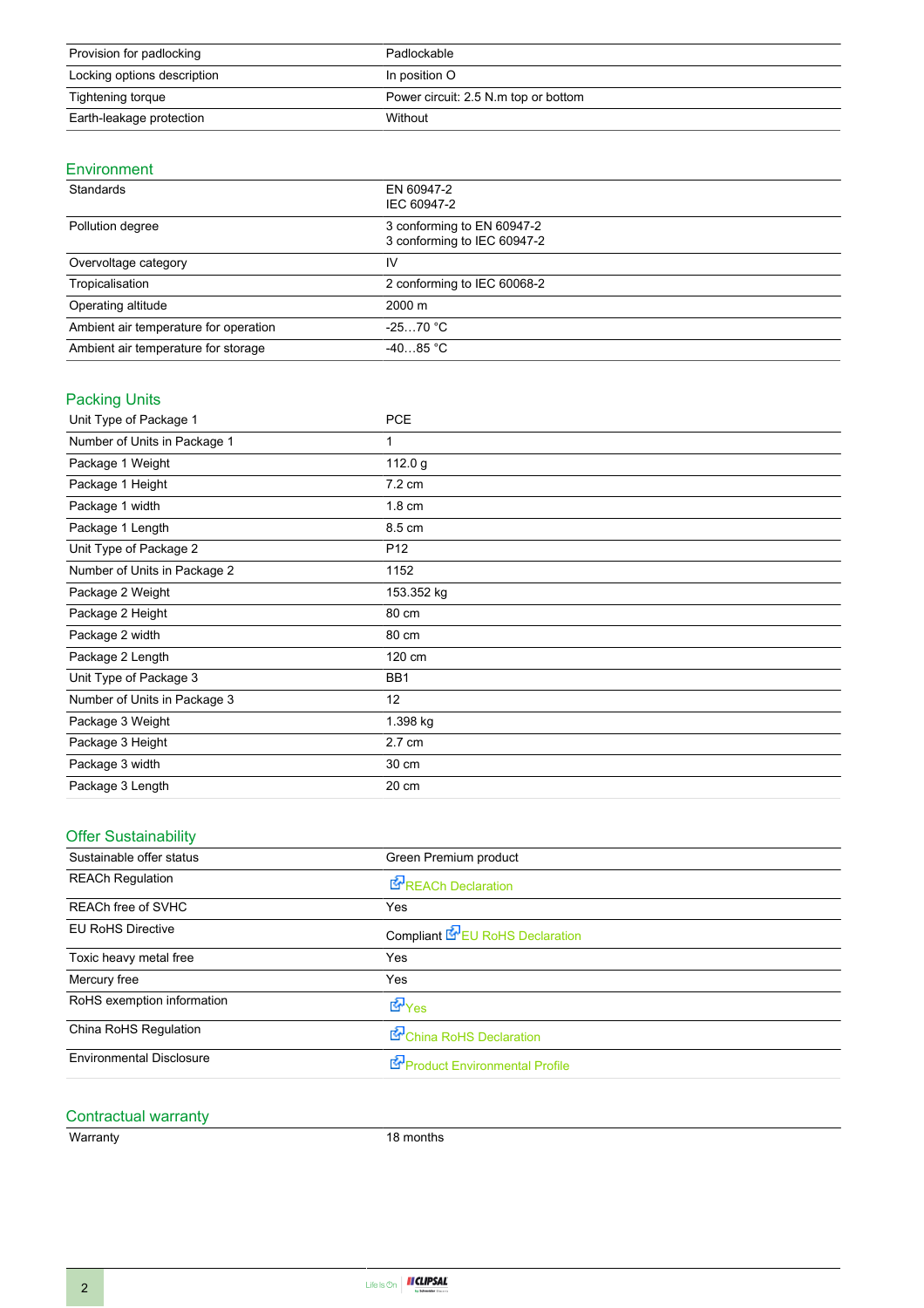| | |
|---|---|
| Provision for padlocking | Padlockable |
| Locking options description | In position O |
| Tightening torque | Power circuit: 2.5 N.m top or bottom |
| Earth-leakage protection | Without |

## Environment

| | |
|---|---|
| Standards | EN 60947-2<br>IEC 60947-2 |
| Pollution degree | 3 conforming to EN 60947-2<br>3 conforming to IEC 60947-2 |
| Overvoltage category | IV |
| Tropicalisation | 2 conforming to IEC 60068-2 |
| Operating altitude | 2000 m |
| Ambient air temperature for operation | -25…70 °C |
| Ambient air temperature for storage | -40…85 °C |

## Packing Units

| | |
|---|---|
| Unit Type of Package 1 | PCE |
| Number of Units in Package 1 | 1 |
| Package 1 Weight | 112.0 g |
| Package 1 Height | 7.2 cm |
| Package 1 width | 1.8 cm |
| Package 1 Length | 8.5 cm |
| Unit Type of Package 2 | P12 |
| Number of Units in Package 2 | 1152 |
| Package 2 Weight | 153.352 kg |
| Package 2 Height | 80 cm |
| Package 2 width | 80 cm |
| Package 2 Length | 120 cm |
| Unit Type of Package 3 | BB1 |
| Number of Units in Package 3 | 12 |
| Package 3 Weight | 1.398 kg |
| Package 3 Height | 2.7 cm |
| Package 3 width | 30 cm |
| Package 3 Length | 20 cm |

## Offer Sustainability

| | |
|---|---|
| Sustainable offer status | Green Premium product |
| REACh Regulation | REACh Declaration |
| REACh free of SVHC | Yes |
| EU RoHS Directive | Compliant EU RoHS Declaration |
| Toxic heavy metal free | Yes |
| Mercury free | Yes |
| RoHS exemption information | Yes |
| China RoHS Regulation | China RoHS Declaration |
| Environmental Disclosure | Product Environmental Profile |

## Contractual warranty

| | |
|---|---|
| Warranty | 18 months |